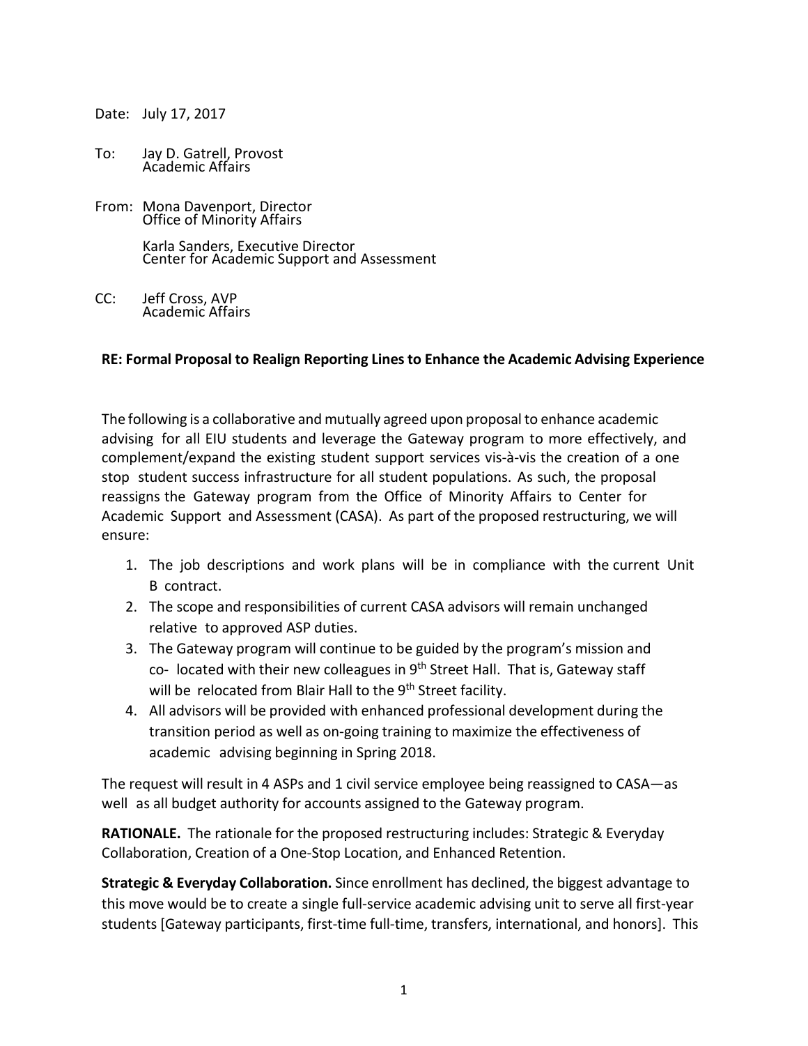Date: July 17, 2017

To: Jay D. Gatrell, Provost
Academic Affairs

From: Mona Davenport, Director
Office of Minority Affairs

Karla Sanders, Executive Director
Center for Academic Support and Assessment

CC: Jeff Cross, AVP
Academic Affairs

**RE: Formal Proposal to Realign Reporting Lines to Enhance the Academic Advising Experience**

The following is a collaborative and mutually agreed upon proposal to enhance academic advising for all EIU students and leverage the Gateway program to more effectively, and complement/expand the existing student support services vis-à-vis the creation of a one stop student success infrastructure for all student populations. As such, the proposal reassigns the Gateway program from the Office of Minority Affairs to Center for Academic Support and Assessment (CASA). As part of the proposed restructuring, we will ensure:

1. The job descriptions and work plans will be in compliance with the current Unit B contract.
2. The scope and responsibilities of current CASA advisors will remain unchanged relative to approved ASP duties.
3. The Gateway program will continue to be guided by the program's mission and co- located with their new colleagues in 9th Street Hall. That is, Gateway staff will be relocated from Blair Hall to the 9th Street facility.
4. All advisors will be provided with enhanced professional development during the transition period as well as on-going training to maximize the effectiveness of academic advising beginning in Spring 2018.

The request will result in 4 ASPs and 1 civil service employee being reassigned to CASA—as well as all budget authority for accounts assigned to the Gateway program.

**RATIONALE.** The rationale for the proposed restructuring includes: Strategic & Everyday Collaboration, Creation of a One-Stop Location, and Enhanced Retention.

**Strategic & Everyday Collaboration.** Since enrollment has declined, the biggest advantage to this move would be to create a single full-service academic advising unit to serve all first-year students [Gateway participants, first-time full-time, transfers, international, and honors]. This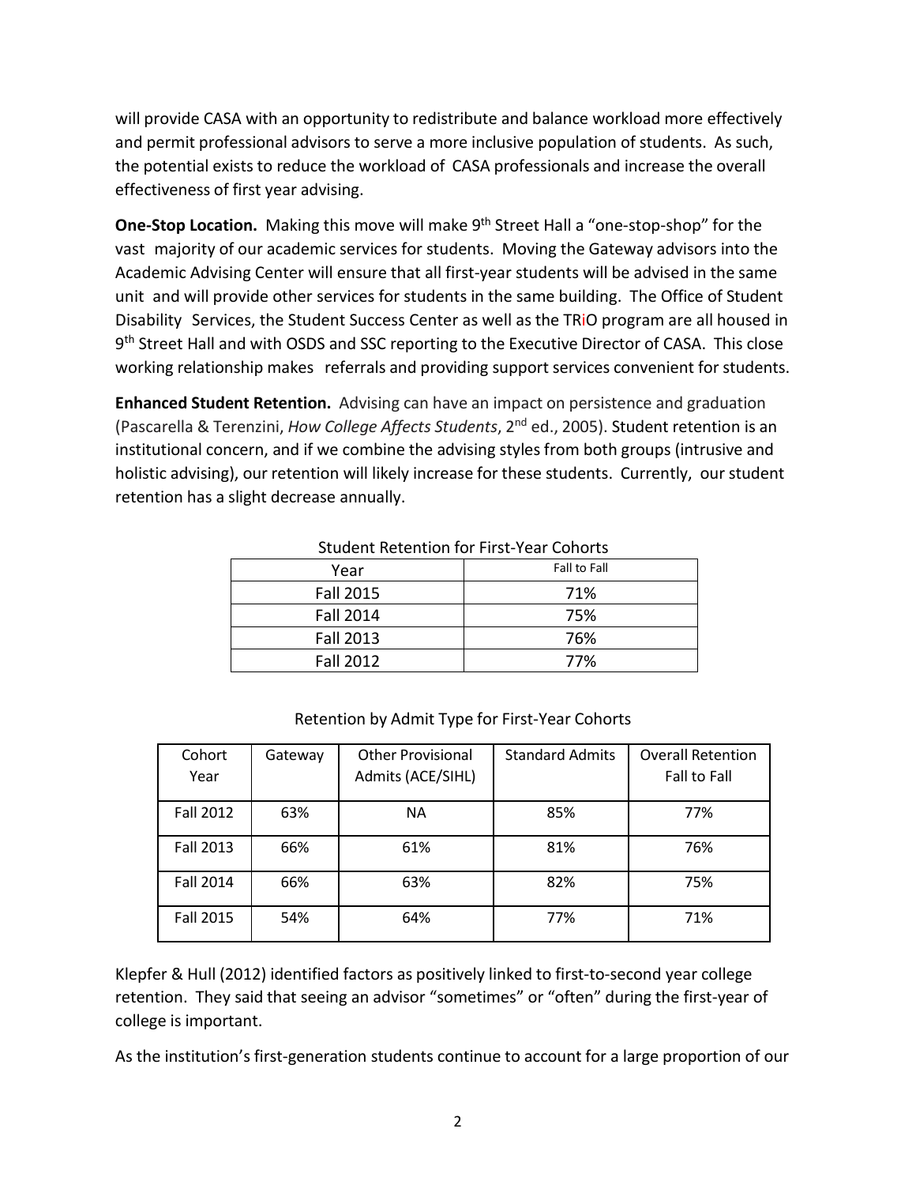will provide CASA with an opportunity to redistribute and balance workload more effectively and permit professional advisors to serve a more inclusive population of students. As such, the potential exists to reduce the workload of CASA professionals and increase the overall effectiveness of first year advising.

**One-Stop Location.** Making this move will make 9th Street Hall a "one-stop-shop" for the vast majority of our academic services for students. Moving the Gateway advisors into the Academic Advising Center will ensure that all first-year students will be advised in the same unit and will provide other services for students in the same building. The Office of Student Disability Services, the Student Success Center as well as the TRiO program are all housed in 9th Street Hall and with OSDS and SSC reporting to the Executive Director of CASA. This close working relationship makes referrals and providing support services convenient for students.

**Enhanced Student Retention.** Advising can have an impact on persistence and graduation (Pascarella & Terenzini, *How College Affects Students*, 2nd ed., 2005). Student retention is an institutional concern, and if we combine the advising styles from both groups (intrusive and holistic advising), our retention will likely increase for these students. Currently, our student retention has a slight decrease annually.

Student Retention for First-Year Cohorts

| Year | Fall to Fall |
|---|---|
| Fall 2015 | 71% |
| Fall 2014 | 75% |
| Fall 2013 | 76% |
| Fall 2012 | 77% |

Retention by Admit Type for First-Year Cohorts

| Cohort Year | Gateway | Other Provisional Admits (ACE/SIHL) | Standard Admits | Overall Retention Fall to Fall |
|---|---|---|---|---|
| Fall 2012 | 63% | NA | 85% | 77% |
| Fall 2013 | 66% | 61% | 81% | 76% |
| Fall 2014 | 66% | 63% | 82% | 75% |
| Fall 2015 | 54% | 64% | 77% | 71% |

Klepfer & Hull (2012) identified factors as positively linked to first-to-second year college retention. They said that seeing an advisor "sometimes" or "often" during the first-year of college is important.

As the institution's first-generation students continue to account for a large proportion of our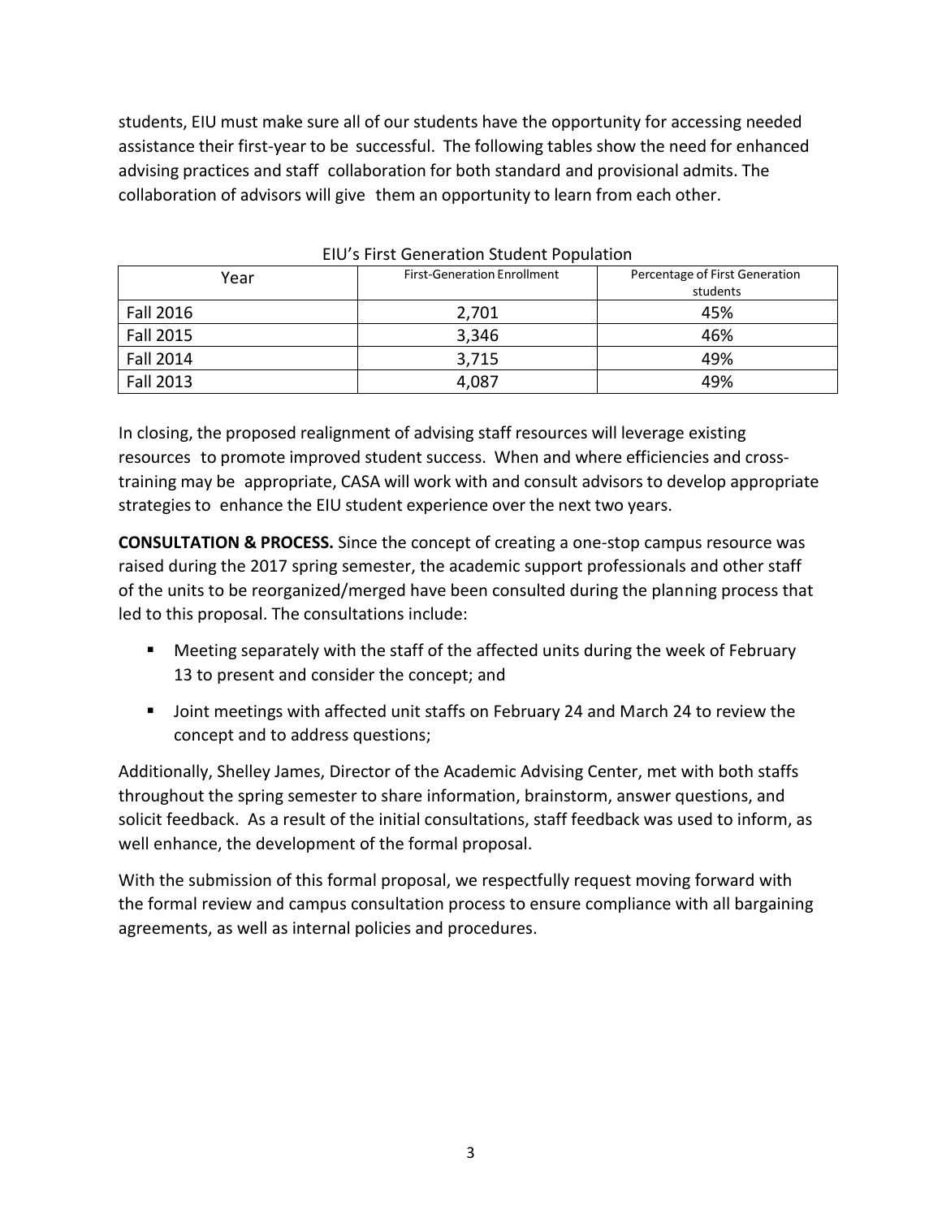students, EIU must make sure all of our students have the opportunity for accessing needed assistance their first-year to be successful. The following tables show the need for enhanced advising practices and staff collaboration for both standard and provisional admits. The collaboration of advisors will give them an opportunity to learn from each other.

EIU's First Generation Student Population

| Year | First-Generation Enrollment | Percentage of First Generation students |
|---|---|---|
| Fall 2016 | 2,701 | 45% |
| Fall 2015 | 3,346 | 46% |
| Fall 2014 | 3,715 | 49% |
| Fall 2013 | 4,087 | 49% |

In closing, the proposed realignment of advising staff resources will leverage existing resources to promote improved student success. When and where efficiencies and cross-training may be appropriate, CASA will work with and consult advisors to develop appropriate strategies to enhance the EIU student experience over the next two years.

**CONSULTATION & PROCESS.** Since the concept of creating a one-stop campus resource was raised during the 2017 spring semester, the academic support professionals and other staff of the units to be reorganized/merged have been consulted during the planning process that led to this proposal. The consultations include:

- Meeting separately with the staff of the affected units during the week of February 13 to present and consider the concept; and
- Joint meetings with affected unit staffs on February 24 and March 24 to review the concept and to address questions;

Additionally, Shelley James, Director of the Academic Advising Center, met with both staffs throughout the spring semester to share information, brainstorm, answer questions, and solicit feedback. As a result of the initial consultations, staff feedback was used to inform, as well enhance, the development of the formal proposal.

With the submission of this formal proposal, we respectfully request moving forward with the formal review and campus consultation process to ensure compliance with all bargaining agreements, as well as internal policies and procedures.